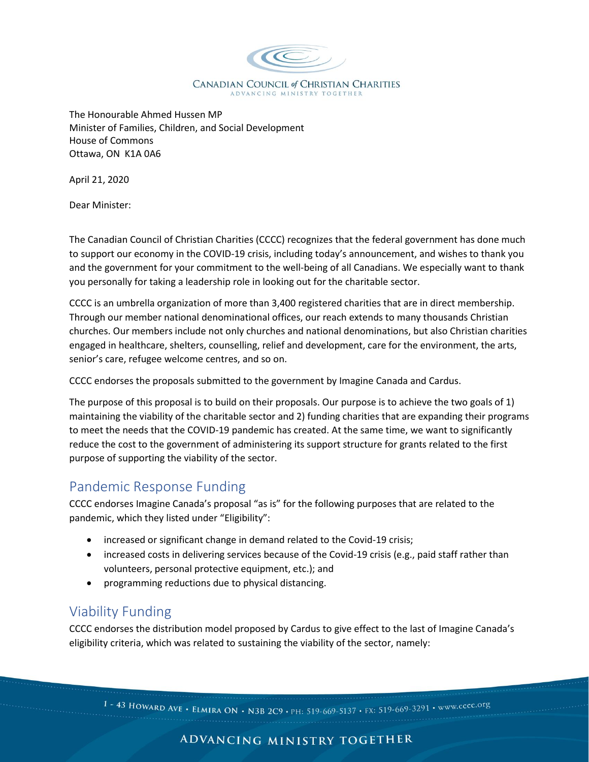CANADIAN COUNCIL *of* CHRISTIAN CHARITIES
ADVANCING MINISTRY TOGETHER

The Honourable Ahmed Hussen MP
Minister of Families, Children, and Social Development
House of Commons
Ottawa, ON K1A 0A6

April 21, 2020

Dear Minister:

The Canadian Council of Christian Charities (CCCC) recognizes that the federal government has done much to support our economy in the COVID-19 crisis, including today's announcement, and wishes to thank you and the government for your commitment to the well-being of all Canadians. We especially want to thank you personally for taking a leadership role in looking out for the charitable sector.

CCCC is an umbrella organization of more than 3,400 registered charities that are in direct membership. Through our member national denominational offices, our reach extends to many thousands Christian churches. Our members include not only churches and national denominations, but also Christian charities engaged in healthcare, shelters, counselling, relief and development, care for the environment, the arts, senior's care, refugee welcome centres, and so on.

CCCC endorses the proposals submitted to the government by Imagine Canada and Cardus.

The purpose of this proposal is to build on their proposals. Our purpose is to achieve the two goals of 1) maintaining the viability of the charitable sector and 2) funding charities that are expanding their programs to meet the needs that the COVID-19 pandemic has created. At the same time, we want to significantly reduce the cost to the government of administering its support structure for grants related to the first purpose of supporting the viability of the sector.

## Pandemic Response Funding

CCCC endorses Imagine Canada's proposal "as is" for the following purposes that are related to the pandemic, which they listed under "Eligibility":

- increased or significant change in demand related to the Covid-19 crisis;
- increased costs in delivering services because of the Covid-19 crisis (e.g., paid staff rather than volunteers, personal protective equipment, etc.); and
- programming reductions due to physical distancing.

## Viability Funding

CCCC endorses the distribution model proposed by Cardus to give effect to the last of Imagine Canada's eligibility criteria, which was related to sustaining the viability of the sector, namely: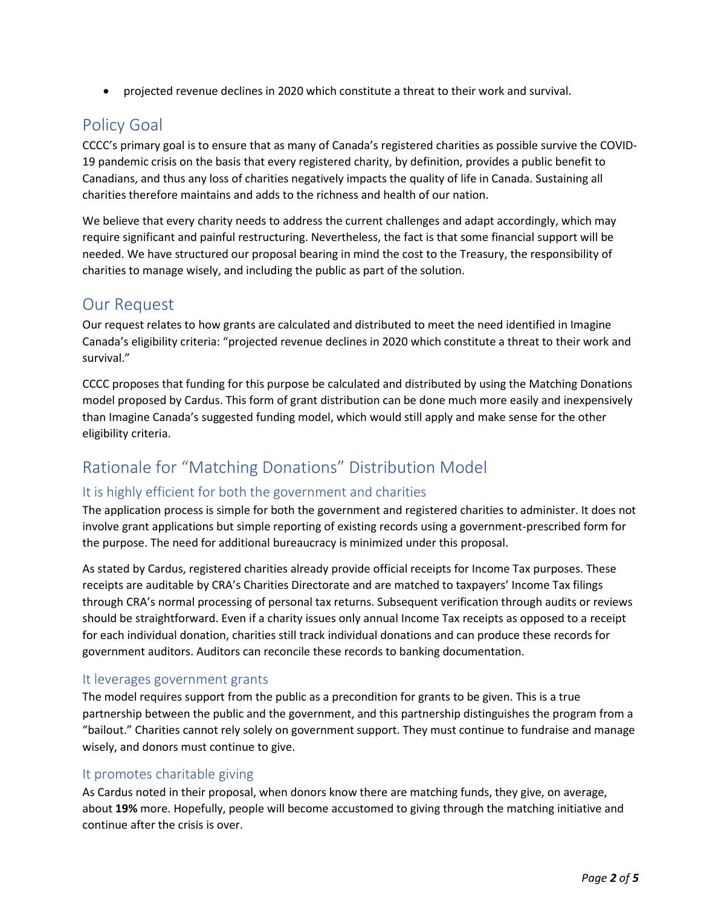- projected revenue declines in 2020 which constitute a threat to their work and survival.

## Policy Goal

CCCC's primary goal is to ensure that as many of Canada's registered charities as possible survive the COVID-19 pandemic crisis on the basis that every registered charity, by definition, provides a public benefit to Canadians, and thus any loss of charities negatively impacts the quality of life in Canada. Sustaining all charities therefore maintains and adds to the richness and health of our nation.

We believe that every charity needs to address the current challenges and adapt accordingly, which may require significant and painful restructuring. Nevertheless, the fact is that some financial support will be needed. We have structured our proposal bearing in mind the cost to the Treasury, the responsibility of charities to manage wisely, and including the public as part of the solution.

## Our Request

Our request relates to how grants are calculated and distributed to meet the need identified in Imagine Canada's eligibility criteria: "projected revenue declines in 2020 which constitute a threat to their work and survival."

CCCC proposes that funding for this purpose be calculated and distributed by using the Matching Donations model proposed by Cardus. This form of grant distribution can be done much more easily and inexpensively than Imagine Canada's suggested funding model, which would still apply and make sense for the other eligibility criteria.

## Rationale for "Matching Donations" Distribution Model

### It is highly efficient for both the government and charities

The application process is simple for both the government and registered charities to administer. It does not involve grant applications but simple reporting of existing records using a government-prescribed form for the purpose. The need for additional bureaucracy is minimized under this proposal.

As stated by Cardus, registered charities already provide official receipts for Income Tax purposes. These receipts are auditable by CRA's Charities Directorate and are matched to taxpayers' Income Tax filings through CRA's normal processing of personal tax returns. Subsequent verification through audits or reviews should be straightforward. Even if a charity issues only annual Income Tax receipts as opposed to a receipt for each individual donation, charities still track individual donations and can produce these records for government auditors. Auditors can reconcile these records to banking documentation.

### It leverages government grants

The model requires support from the public as a precondition for grants to be given. This is a true partnership between the public and the government, and this partnership distinguishes the program from a "bailout." Charities cannot rely solely on government support. They must continue to fundraise and manage wisely, and donors must continue to give.

### It promotes charitable giving

As Cardus noted in their proposal, when donors know there are matching funds, they give, on average, about **19%** more. Hopefully, people will become accustomed to giving through the matching initiative and continue after the crisis is over.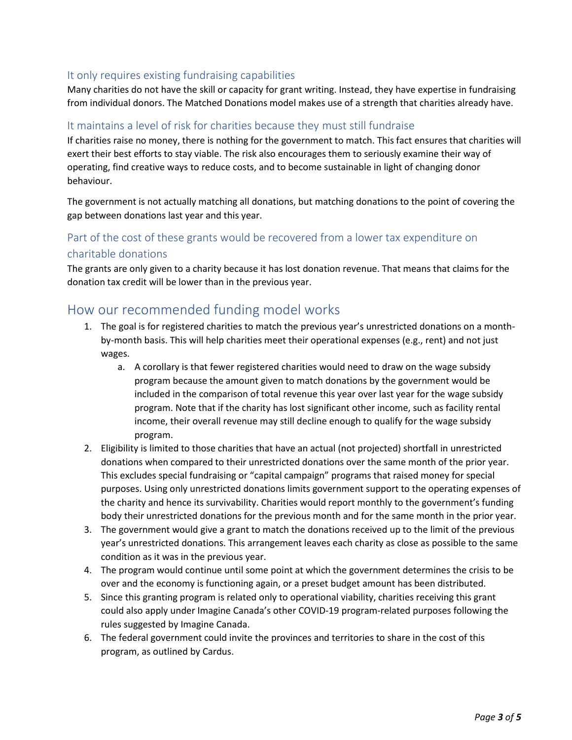### It only requires existing fundraising capabilities

Many charities do not have the skill or capacity for grant writing. Instead, they have expertise in fundraising from individual donors. The Matched Donations model makes use of a strength that charities already have.

### It maintains a level of risk for charities because they must still fundraise

If charities raise no money, there is nothing for the government to match. This fact ensures that charities will exert their best efforts to stay viable. The risk also encourages them to seriously examine their way of operating, find creative ways to reduce costs, and to become sustainable in light of changing donor behaviour.

The government is not actually matching all donations, but matching donations to the point of covering the gap between donations last year and this year.

### Part of the cost of these grants would be recovered from a lower tax expenditure on charitable donations

The grants are only given to a charity because it has lost donation revenue. That means that claims for the donation tax credit will be lower than in the previous year.

## How our recommended funding model works

1. The goal is for registered charities to match the previous year's unrestricted donations on a month-by-month basis. This will help charities meet their operational expenses (e.g., rent) and not just wages.
    a. A corollary is that fewer registered charities would need to draw on the wage subsidy program because the amount given to match donations by the government would be included in the comparison of total revenue this year over last year for the wage subsidy program. Note that if the charity has lost significant other income, such as facility rental income, their overall revenue may still decline enough to qualify for the wage subsidy program.
2. Eligibility is limited to those charities that have an actual (not projected) shortfall in unrestricted donations when compared to their unrestricted donations over the same month of the prior year. This excludes special fundraising or "capital campaign" programs that raised money for special purposes. Using only unrestricted donations limits government support to the operating expenses of the charity and hence its survivability. Charities would report monthly to the government's funding body their unrestricted donations for the previous month and for the same month in the prior year.
3. The government would give a grant to match the donations received up to the limit of the previous year's unrestricted donations. This arrangement leaves each charity as close as possible to the same condition as it was in the previous year.
4. The program would continue until some point at which the government determines the crisis to be over and the economy is functioning again, or a preset budget amount has been distributed.
5. Since this granting program is related only to operational viability, charities receiving this grant could also apply under Imagine Canada's other COVID-19 program-related purposes following the rules suggested by Imagine Canada.
6. The federal government could invite the provinces and territories to share in the cost of this program, as outlined by Cardus.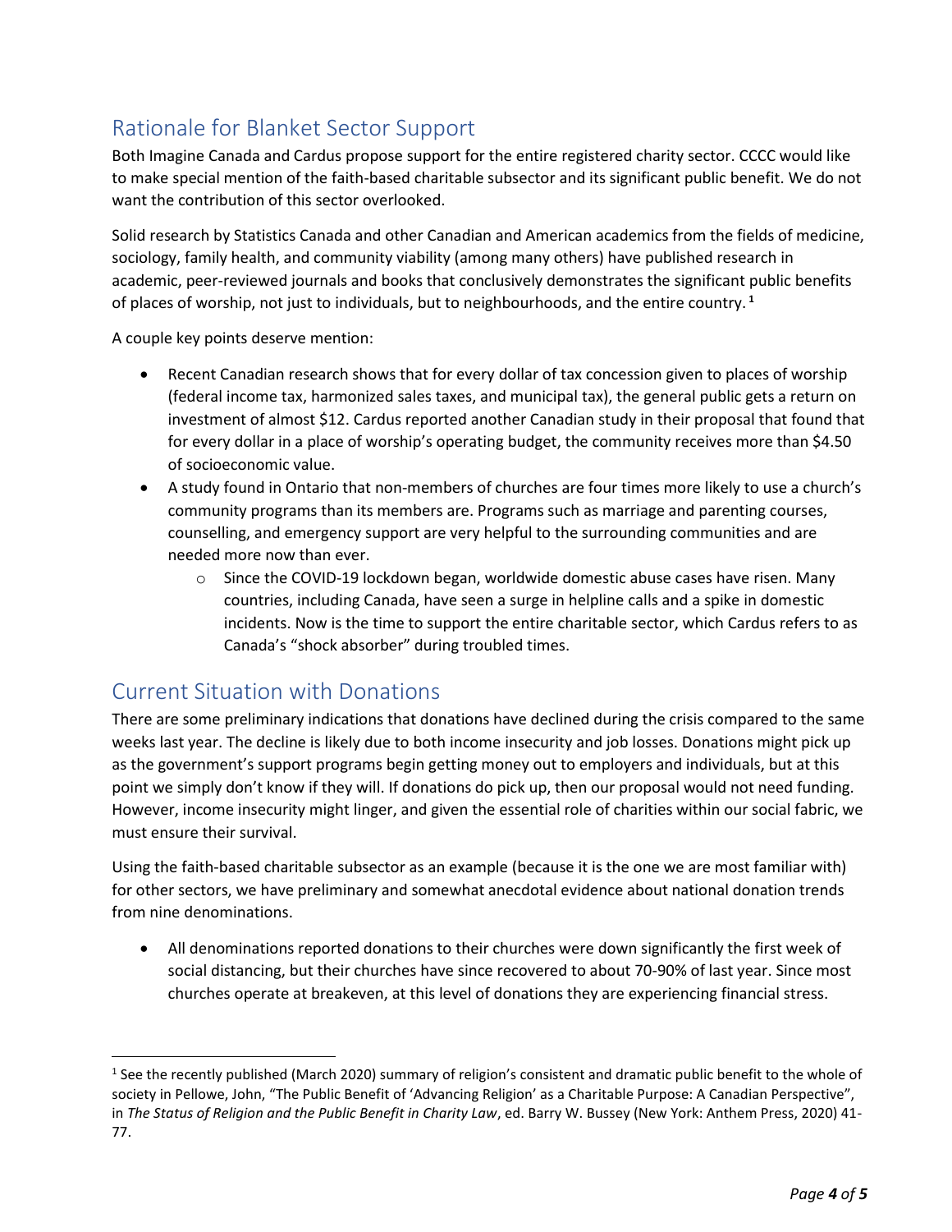## Rationale for Blanket Sector Support

Both Imagine Canada and Cardus propose support for the entire registered charity sector. CCCC would like to make special mention of the faith-based charitable subsector and its significant public benefit. We do not want the contribution of this sector overlooked.

Solid research by Statistics Canada and other Canadian and American academics from the fields of medicine, sociology, family health, and community viability (among many others) have published research in academic, peer-reviewed journals and books that conclusively demonstrates the significant public benefits of places of worship, not just to individuals, but to neighbourhoods, and the entire country.[1]

A couple key points deserve mention:

- Recent Canadian research shows that for every dollar of tax concession given to places of worship (federal income tax, harmonized sales taxes, and municipal tax), the general public gets a return on investment of almost $12. Cardus reported another Canadian study in their proposal that found that for every dollar in a place of worship's operating budget, the community receives more than $4.50 of socioeconomic value.
- A study found in Ontario that non-members of churches are four times more likely to use a church's community programs than its members are. Programs such as marriage and parenting courses, counselling, and emergency support are very helpful to the surrounding communities and are needed more now than ever.
  - Since the COVID-19 lockdown began, worldwide domestic abuse cases have risen. Many countries, including Canada, have seen a surge in helpline calls and a spike in domestic incidents. Now is the time to support the entire charitable sector, which Cardus refers to as Canada's "shock absorber" during troubled times.

## Current Situation with Donations

There are some preliminary indications that donations have declined during the crisis compared to the same weeks last year. The decline is likely due to both income insecurity and job losses. Donations might pick up as the government's support programs begin getting money out to employers and individuals, but at this point we simply don't know if they will. If donations do pick up, then our proposal would not need funding. However, income insecurity might linger, and given the essential role of charities within our social fabric, we must ensure their survival.

Using the faith-based charitable subsector as an example (because it is the one we are most familiar with) for other sectors, we have preliminary and somewhat anecdotal evidence about national donation trends from nine denominations.

- All denominations reported donations to their churches were down significantly the first week of social distancing, but their churches have since recovered to about 70-90% of last year. Since most churches operate at breakeven, at this level of donations they are experiencing financial stress.

---

[1] See the recently published (March 2020) summary of religion's consistent and dramatic public benefit to the whole of society in Pellowe, John, "The Public Benefit of 'Advancing Religion' as a Charitable Purpose: A Canadian Perspective", in *The Status of Religion and the Public Benefit in Charity Law*, ed. Barry W. Bussey (New York: Anthem Press, 2020) 41-77.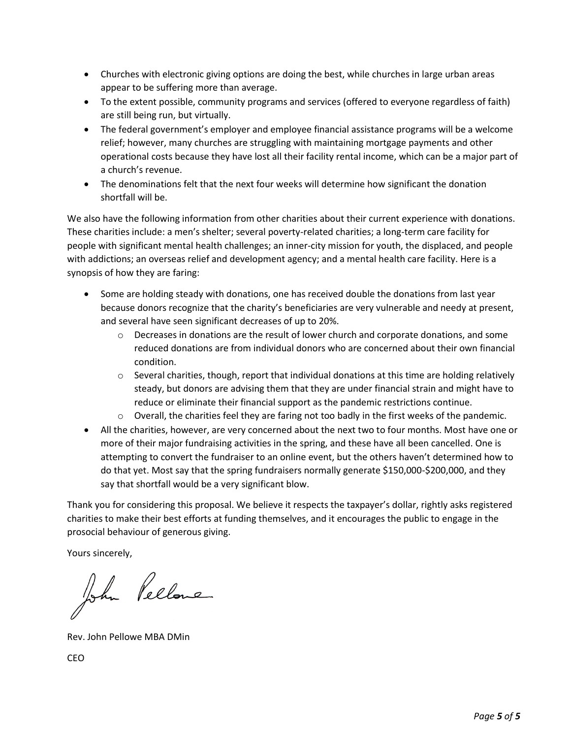- Churches with electronic giving options are doing the best, while churches in large urban areas appear to be suffering more than average.
- To the extent possible, community programs and services (offered to everyone regardless of faith) are still being run, but virtually.
- The federal government's employer and employee financial assistance programs will be a welcome relief; however, many churches are struggling with maintaining mortgage payments and other operational costs because they have lost all their facility rental income, which can be a major part of a church's revenue.
- The denominations felt that the next four weeks will determine how significant the donation shortfall will be.

We also have the following information from other charities about their current experience with donations. These charities include: a men's shelter; several poverty-related charities; a long-term care facility for people with significant mental health challenges; an inner-city mission for youth, the displaced, and people with addictions; an overseas relief and development agency; and a mental health care facility. Here is a synopsis of how they are faring:

- Some are holding steady with donations, one has received double the donations from last year because donors recognize that the charity's beneficiaries are very vulnerable and needy at present, and several have seen significant decreases of up to 20%.
  - Decreases in donations are the result of lower church and corporate donations, and some reduced donations are from individual donors who are concerned about their own financial condition.
  - Several charities, though, report that individual donations at this time are holding relatively steady, but donors are advising them that they are under financial strain and might have to reduce or eliminate their financial support as the pandemic restrictions continue.
  - Overall, the charities feel they are faring not too badly in the first weeks of the pandemic.
- All the charities, however, are very concerned about the next two to four months. Most have one or more of their major fundraising activities in the spring, and these have all been cancelled. One is attempting to convert the fundraiser to an online event, but the others haven't determined how to do that yet. Most say that the spring fundraisers normally generate $150,000-$200,000, and they say that shortfall would be a very significant blow.

Thank you for considering this proposal. We believe it respects the taxpayer's dollar, rightly asks registered charities to make their best efforts at funding themselves, and it encourages the public to engage in the prosocial behaviour of generous giving.

Yours sincerely,

John Pellowe

Rev. John Pellowe MBA DMin

CEO